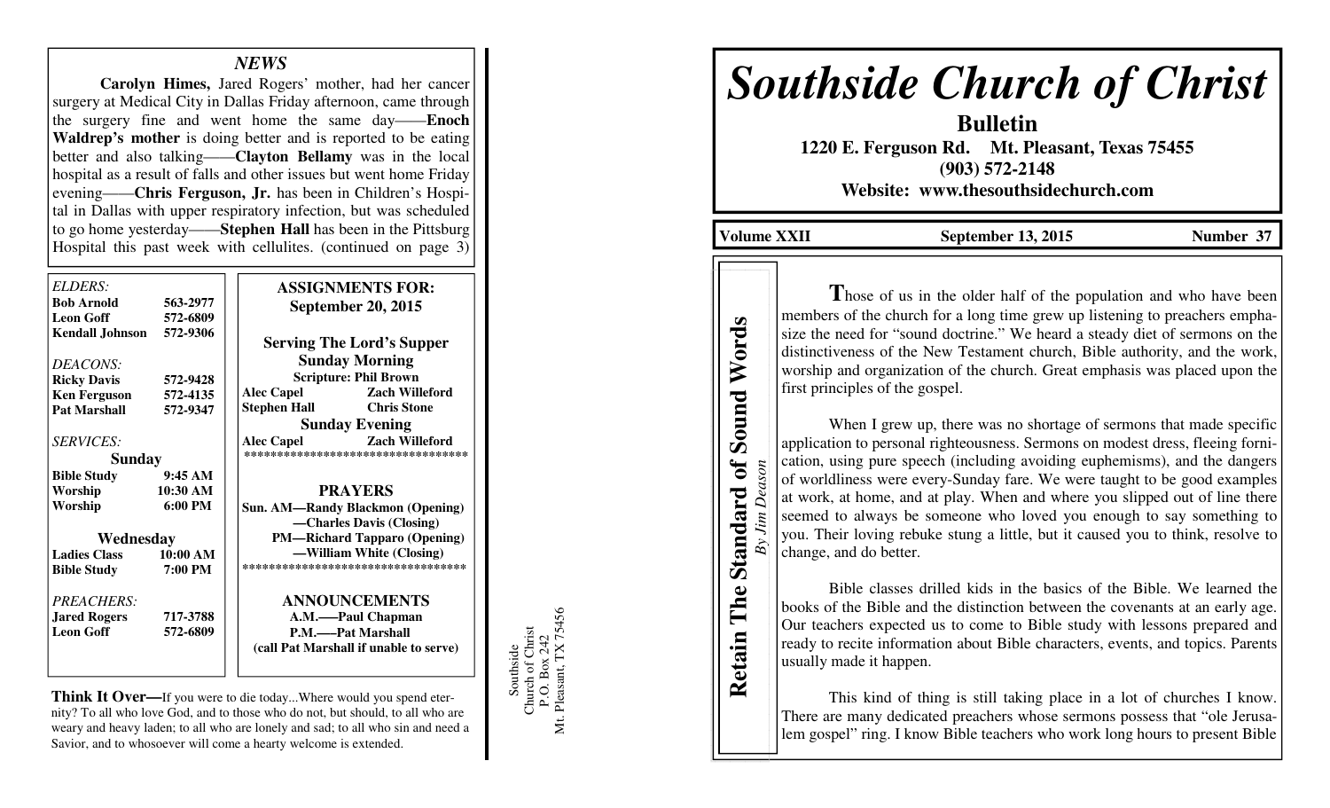## NEWS

**Carolyn Himes,** Jared Rogers' mother, had her cancer surgery at Medical City in Dallas Friday afternoon, came through the surgery fine and went home the same day——**Enoch Waldrep's mother** is doing better and is reported to be eating better and also talking——**Clayton Bellamy** was in the local hospital as a result of falls and other issues but went home Friday evening——**Chris Ferguson, Jr.** has been in Children's Hospital in Dallas with upper respiratory infection, but was scheduled to go home yesterday——**Stephen Hall** has been in the Pittsburg Hospital this past week with cellulites. (continued on page 3)

*ELDERS:*

| | |
|---|---|
| **Bob Arnold** | **563-2977** |
| **Leon Goff** | **572-6809** |
| **Kendall Johnson** | **572-9306** |

*DEACONS:*

| | |
|---|---|
| **Ricky Davis** | **572-9428** |
| **Ken Ferguson** | **572-4135** |
| **Pat Marshall** | **572-9347** |

*SERVICES:*

**Sunday**

| | |
|---|---|
| **Bible Study** | **9:45 AM** |
| **Worship** | **10:30 AM** |
| **Worship** | **6:00 PM** |

**Wednesday**

| | |
|---|---|
| **Ladies Class** | **10:00 AM** |
| **Bible Study** | **7:00 PM** |

*PREACHERS:*

| | |
|---|---|
| **Jared Rogers** | **717-3788** |
| **Leon Goff** | **572-6809** |

**ASSIGNMENTS FOR: September 20, 2015**

**Serving The Lord's Supper**

**Sunday Morning**

**Scripture: Phil Brown**

| | |
|---|---|
| **Alec Capel** | **Zach Willeford** |
| **Stephen Hall** | **Chris Stone** |

**Sunday Evening**

| | |
|---|---|
| **Alec Capel** | **Zach Willeford** |

**PRAYERS**

**Sun. AM—Randy Blackmon (Opening)**
**—Charles Davis (Closing)**
**PM—Richard Tapparo (Opening)**
**—William White (Closing)**

**ANNOUNCEMENTS**

**A.M.—Paul Chapman**
**P.M.—Pat Marshall**
**(call Pat Marshall if unable to serve)**

**Think It Over—**If you were to die today...Where would you spend eternity? To all who love God, and to those who do not, but should, to all who are weary and heavy laden; to all who are lonely and sad; to all who sin and need a Savior, and to whosoever will come a hearty welcome is extended.

Southside
Church of Christ
P.O. Box 242
Mt. Pleasant, TX 75456

# *Southside Church of Christ*

**Bulletin**

**1220 E. Ferguson Rd. Mt. Pleasant, Texas 75455**
**(903) 572-2148**
**Website: www.thesouthsidechurch.com**

**Volume XXII** **September 13, 2015** **Number 37**

## Retain The Standard of Sound Words

*By Jim Deason*

Those of us in the older half of the population and who have been members of the church for a long time grew up listening to preachers emphasize the need for "sound doctrine." We heard a steady diet of sermons on the distinctiveness of the New Testament church, Bible authority, and the work, worship and organization of the church. Great emphasis was placed upon the first principles of the gospel.

When I grew up, there was no shortage of sermons that made specific application to personal righteousness. Sermons on modest dress, fleeing fornication, using pure speech (including avoiding euphemisms), and the dangers of worldliness were every-Sunday fare. We were taught to be good examples at work, at home, and at play. When and where you slipped out of line there seemed to always be someone who loved you enough to say something to you. Their loving rebuke stung a little, but it caused you to think, resolve to change, and do better.

Bible classes drilled kids in the basics of the Bible. We learned the books of the Bible and the distinction between the covenants at an early age. Our teachers expected us to come to Bible study with lessons prepared and ready to recite information about Bible characters, events, and topics. Parents usually made it happen.

This kind of thing is still taking place in a lot of churches I know. There are many dedicated preachers whose sermons possess that "ole Jerusalem gospel" ring. I know Bible teachers who work long hours to present Bible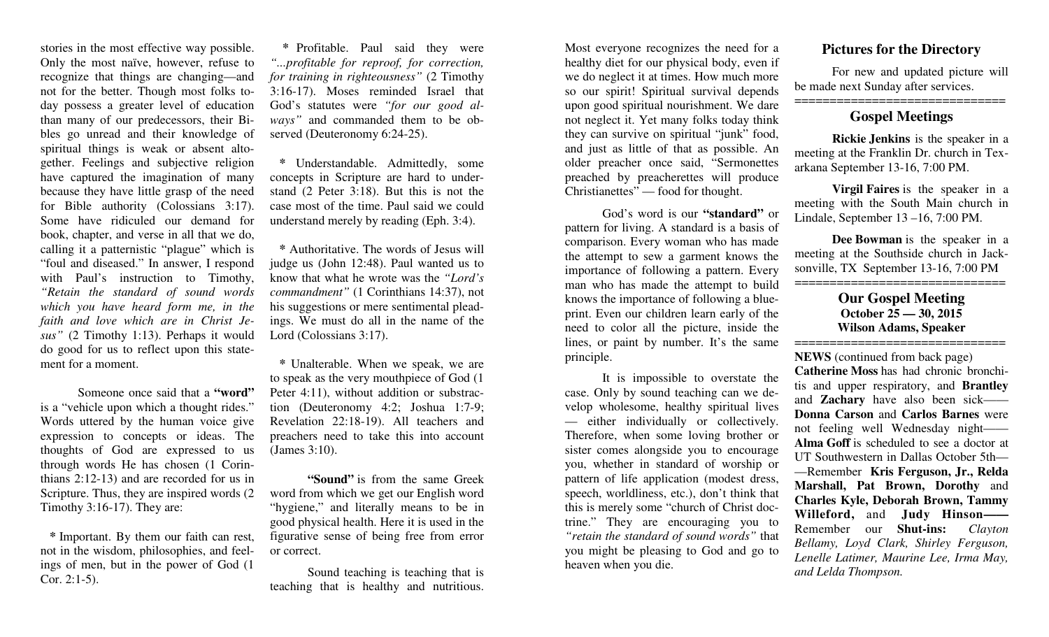stories in the most effective way possible. Only the most naïve, however, refuse to recognize that things are changing—and not for the better. Though most folks today possess a greater level of education than many of our predecessors, their Bibles go unread and their knowledge of spiritual things is weak or absent altogether. Feelings and subjective religion have captured the imagination of many because they have little grasp of the need for Bible authority (Colossians 3:17). Some have ridiculed our demand for book, chapter, and verse in all that we do, calling it a patternistic "plague" which is "foul and diseased." In answer, I respond with Paul's instruction to Timothy, *"Retain the standard of sound words which you have heard form me, in the faith and love which are in Christ Jesus"* (2 Timothy 1:13). Perhaps it would do good for us to reflect upon this statement for a moment.

Someone once said that a **"word"** is a "vehicle upon which a thought rides." Words uttered by the human voice give expression to concepts or ideas. The thoughts of God are expressed to us through words He has chosen (1 Corinthians 2:12-13) and are recorded for us in Scripture. Thus, they are inspired words (2 Timothy 3:16-17). They are:

\* Important. By them our faith can rest, not in the wisdom, philosophies, and feelings of men, but in the power of God (1 Cor. 2:1-5).

\* Profitable. Paul said they were *"...profitable for reproof, for correction, for training in righteousness"* (2 Timothy 3:16-17). Moses reminded Israel that God's statutes were *"for our good always"* and commanded them to be observed (Deuteronomy 6:24-25).

\* Understandable. Admittedly, some concepts in Scripture are hard to understand (2 Peter 3:18). But this is not the case most of the time. Paul said we could understand merely by reading (Eph. 3:4).

\* Authoritative. The words of Jesus will judge us (John 12:48). Paul wanted us to know that what he wrote was the *"Lord's commandment"* (1 Corinthians 14:37), not his suggestions or mere sentimental pleadings. We must do all in the name of the Lord (Colossians 3:17).

\* Unalterable. When we speak, we are to speak as the very mouthpiece of God (1 Peter 4:11), without addition or substraction (Deuteronomy 4:2; Joshua 1:7-9; Revelation 22:18-19). All teachers and preachers need to take this into account (James 3:10).

**"Sound"** is from the same Greek word from which we get our English word "hygiene," and literally means to be in good physical health. Here it is used in the figurative sense of being free from error or correct.

Sound teaching is teaching that is teaching that is healthy and nutritious. Most everyone recognizes the need for a healthy diet for our physical body, even if we do neglect it at times. How much more so our spirit! Spiritual survival depends upon good spiritual nourishment. We dare not neglect it. Yet many folks today think they can survive on spiritual "junk" food, and just as little of that as possible. An older preacher once said, "Sermonettes preached by preacherettes will produce Christianettes" — food for thought.

God's word is our **"standard"** or pattern for living. A standard is a basis of comparison. Every woman who has made the attempt to sew a garment knows the importance of following a pattern. Every man who has made the attempt to build knows the importance of following a blueprint. Even our children learn early of the need to color all the picture, inside the lines, or paint by number. It's the same principle.

It is impossible to overstate the case. Only by sound teaching can we develop wholesome, healthy spiritual lives — either individually or collectively. Therefore, when some loving brother or sister comes alongside you to encourage you, whether in standard of worship or pattern of life application (modest dress, speech, worldliness, etc.), don't think that this is merely some "church of Christ doctrine." They are encouraging you to *"retain the standard of sound words"* that you might be pleasing to God and go to heaven when you die.

## Pictures for the Directory

For new and updated picture will be made next Sunday after services.

==============================

## Gospel Meetings

**Rickie Jenkins** is the speaker in a meeting at the Franklin Dr. church in Texarkana September 13-16, 7:00 PM.

**Virgil Faires** is the speaker in a meeting with the South Main church in Lindale, September 13 –16, 7:00 PM.

**Dee Bowman** is the speaker in a meeting at the Southside church in Jacksonville, TX September 13-16, 7:00 PM

==============================

## Our Gospel Meeting

**October 25 — 30, 2015**
**Wilson Adams, Speaker**

==============================

**NEWS** (continued from back page)
**Catherine Moss** has had chronic bronchitis and upper respiratory, and **Brantley** and **Zachary** have also been sick——**Donna Carson** and **Carlos Barnes** were not feeling well Wednesday night——**Alma Goff** is scheduled to see a doctor at UT Southwestern in Dallas October 5th——Remember **Kris Ferguson, Jr., Relda Marshall, Pat Brown, Dorothy** and **Charles Kyle, Deborah Brown, Tammy Willeford,** and **Judy Hinson——** Remember our **Shut-ins:** *Clayton Bellamy, Loyd Clark, Shirley Ferguson, Lenelle Latimer, Maurine Lee, Irma May, and Lelda Thompson.*